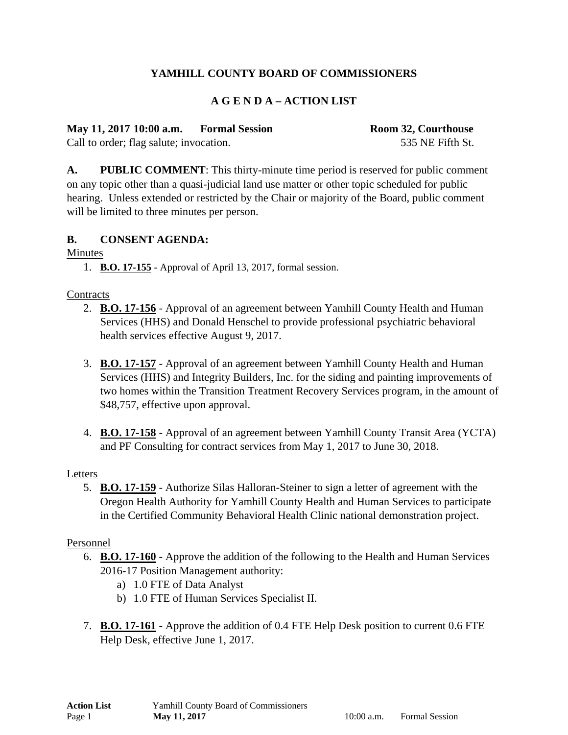# YAMHILL COUNTY BOARD OF COMMISSIONERS

## A G E N D A – ACTION LIST

**May 11, 2017 10:00 a.m.  Formal Session  Room 32, Courthouse**
Call to order; flag salute; invocation.  535 NE Fifth St.

**A. PUBLIC COMMENT**: This thirty-minute time period is reserved for public comment on any topic other than a quasi-judicial land use matter or other topic scheduled for public hearing. Unless extended or restricted by the Chair or majority of the Board, public comment will be limited to three minutes per person.

**B. CONSENT AGENDA:**

Minutes

1. **B.O. 17-155** - Approval of April 13, 2017, formal session.

Contracts

2. **B.O. 17-156** - Approval of an agreement between Yamhill County Health and Human Services (HHS) and Donald Henschel to provide professional psychiatric behavioral health services effective August 9, 2017.

3. **B.O. 17-157** - Approval of an agreement between Yamhill County Health and Human Services (HHS) and Integrity Builders, Inc. for the siding and painting improvements of two homes within the Transition Treatment Recovery Services program, in the amount of $48,757, effective upon approval.

4. **B.O. 17-158** - Approval of an agreement between Yamhill County Transit Area (YCTA) and PF Consulting for contract services from May 1, 2017 to June 30, 2018.

Letters

5. **B.O. 17-159** - Authorize Silas Halloran-Steiner to sign a letter of agreement with the Oregon Health Authority for Yamhill County Health and Human Services to participate in the Certified Community Behavioral Health Clinic national demonstration project.

Personnel

6. **B.O. 17-160** - Approve the addition of the following to the Health and Human Services 2016-17 Position Management authority:
   a) 1.0 FTE of Data Analyst
   b) 1.0 FTE of Human Services Specialist II.

7. **B.O. 17-161** - Approve the addition of 0.4 FTE Help Desk position to current 0.6 FTE Help Desk, effective June 1, 2017.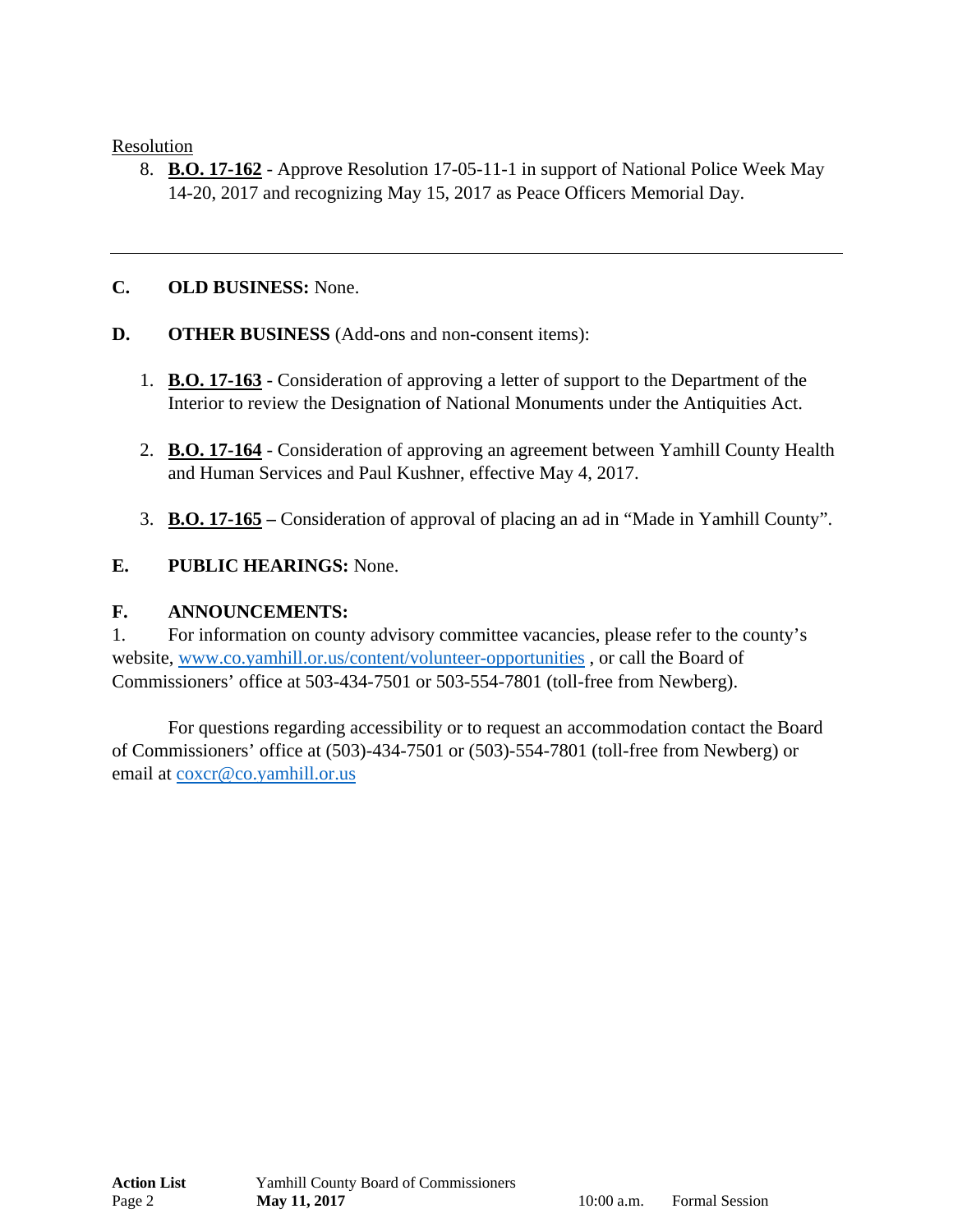Resolution

8. **B.O. 17-162** - Approve Resolution 17-05-11-1 in support of National Police Week May 14-20, 2017 and recognizing May 15, 2017 as Peace Officers Memorial Day.

---

**C. OLD BUSINESS:** None.

**D. OTHER BUSINESS** (Add-ons and non-consent items):

1. **B.O. 17-163** - Consideration of approving a letter of support to the Department of the Interior to review the Designation of National Monuments under the Antiquities Act.

2. **B.O. 17-164** - Consideration of approving an agreement between Yamhill County Health and Human Services and Paul Kushner, effective May 4, 2017.

3. **B.O. 17-165 –** Consideration of approval of placing an ad in "Made in Yamhill County".

**E. PUBLIC HEARINGS:** None.

**F. ANNOUNCEMENTS:**

1. For information on county advisory committee vacancies, please refer to the county's website, www.co.yamhill.or.us/content/volunteer-opportunities , or call the Board of Commissioners' office at 503-434-7501 or 503-554-7801 (toll-free from Newberg).

For questions regarding accessibility or to request an accommodation contact the Board of Commissioners' office at (503)-434-7501 or (503)-554-7801 (toll-free from Newberg) or email at coxcr@co.yamhill.or.us